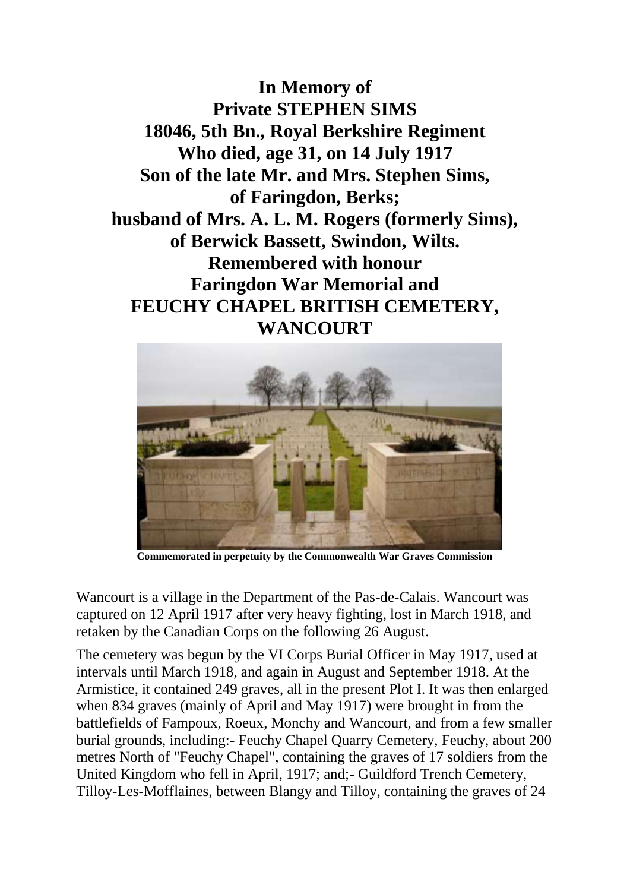**In Memory of**
**Private STEPHEN SIMS**
**18046, 5th Bn., Royal Berkshire Regiment**
**Who died, age 31, on 14 July 1917**
**Son of the late Mr. and Mrs. Stephen Sims,**
**of Faringdon, Berks;**
**husband of Mrs. A. L. M. Rogers (formerly Sims),**
**of Berwick Bassett, Swindon, Wilts.**
**Remembered with honour**
**Faringdon War Memorial and**
**FEUCHY CHAPEL BRITISH CEMETERY,**
**WANCOURT**

**Commemorated in perpetuity by the Commonwealth War Graves Commission**

Wancourt is a village in the Department of the Pas-de-Calais. Wancourt was captured on 12 April 1917 after very heavy fighting, lost in March 1918, and retaken by the Canadian Corps on the following 26 August.

The cemetery was begun by the VI Corps Burial Officer in May 1917, used at intervals until March 1918, and again in August and September 1918. At the Armistice, it contained 249 graves, all in the present Plot I. It was then enlarged when 834 graves (mainly of April and May 1917) were brought in from the battlefields of Fampoux, Roeux, Monchy and Wancourt, and from a few smaller burial grounds, including:- Feuchy Chapel Quarry Cemetery, Feuchy, about 200 metres North of "Feuchy Chapel", containing the graves of 17 soldiers from the United Kingdom who fell in April, 1917; and;- Guildford Trench Cemetery, Tilloy-Les-Mofflaines, between Blangy and Tilloy, containing the graves of 24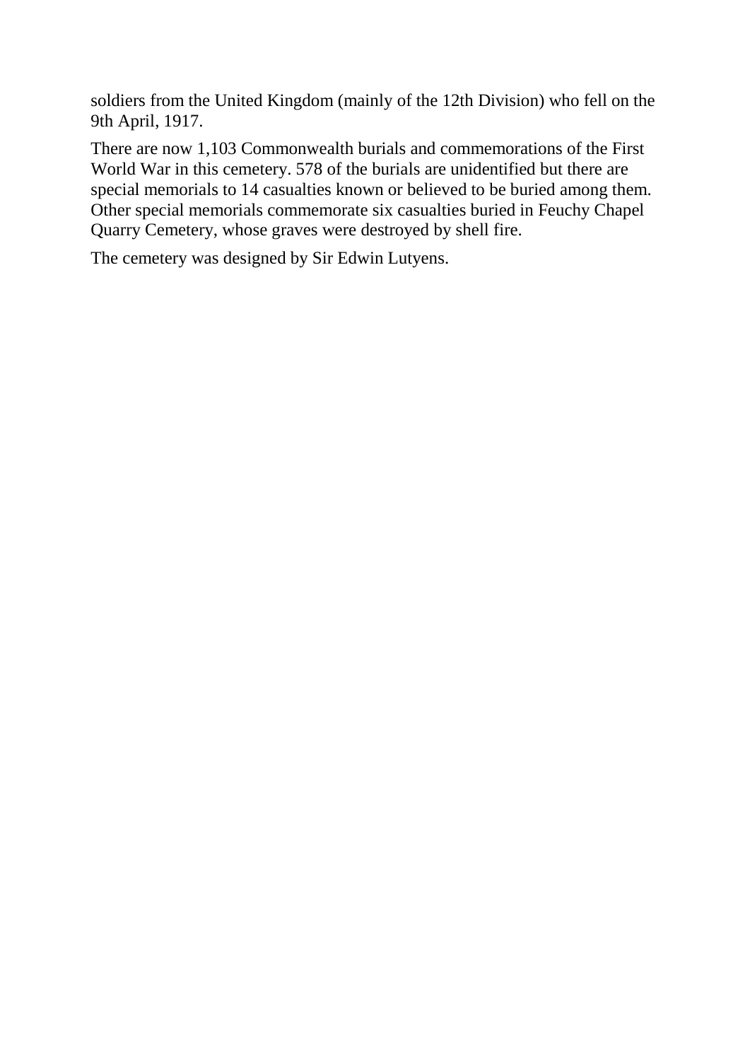soldiers from the United Kingdom (mainly of the 12th Division) who fell on the 9th April, 1917.

There are now 1,103 Commonwealth burials and commemorations of the First World War in this cemetery. 578 of the burials are unidentified but there are special memorials to 14 casualties known or believed to be buried among them. Other special memorials commemorate six casualties buried in Feuchy Chapel Quarry Cemetery, whose graves were destroyed by shell fire.

The cemetery was designed by Sir Edwin Lutyens.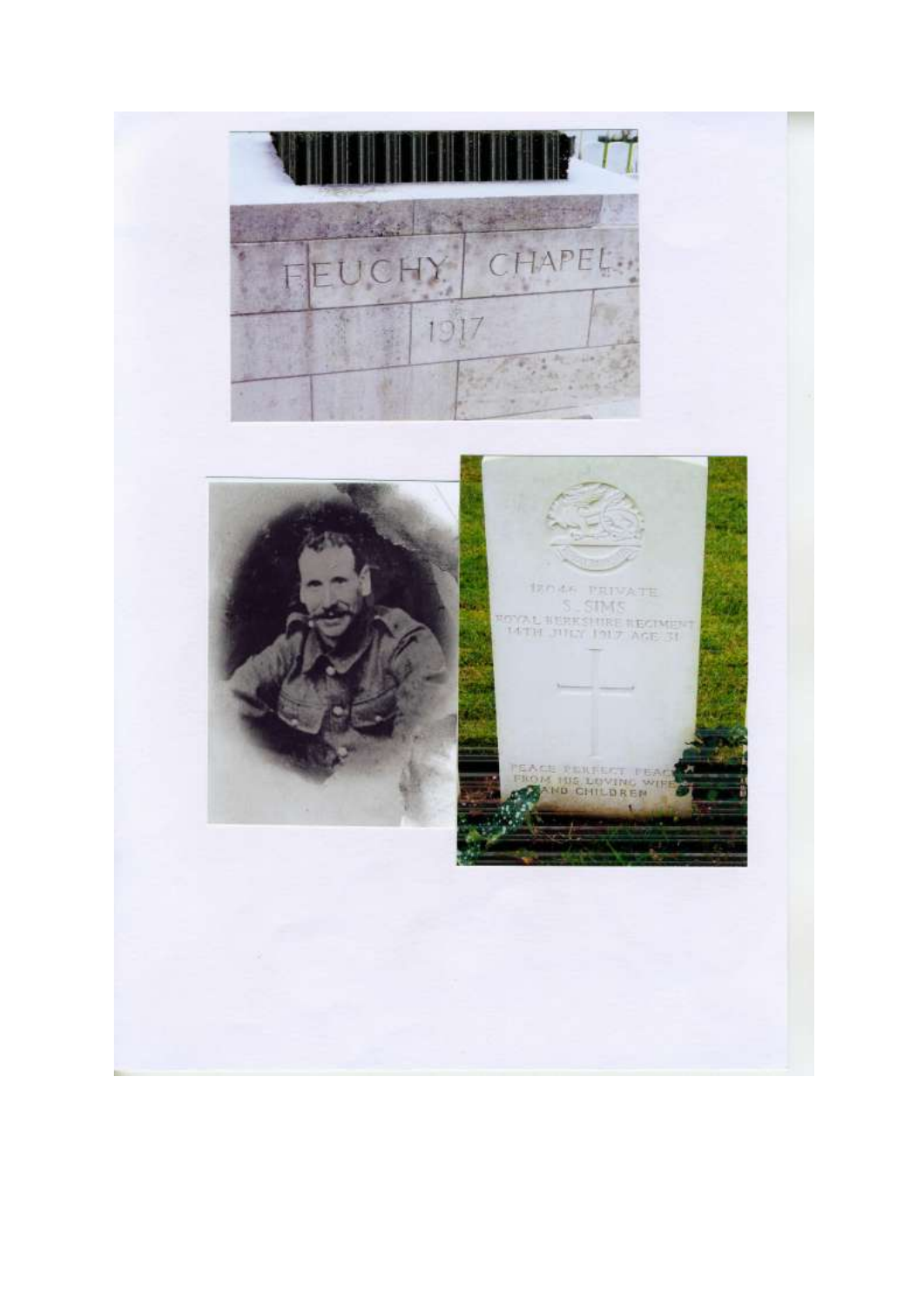FEUCHY CHAPEL

1917

18046 PRIVATE

S. SIMS

ROYAL BERKSHIRE REGIMENT

14TH JULY 1917 AGE 31

PEACE PERFECT PEACE

FROM HIS LOVING WIFE

AND CHILDREN